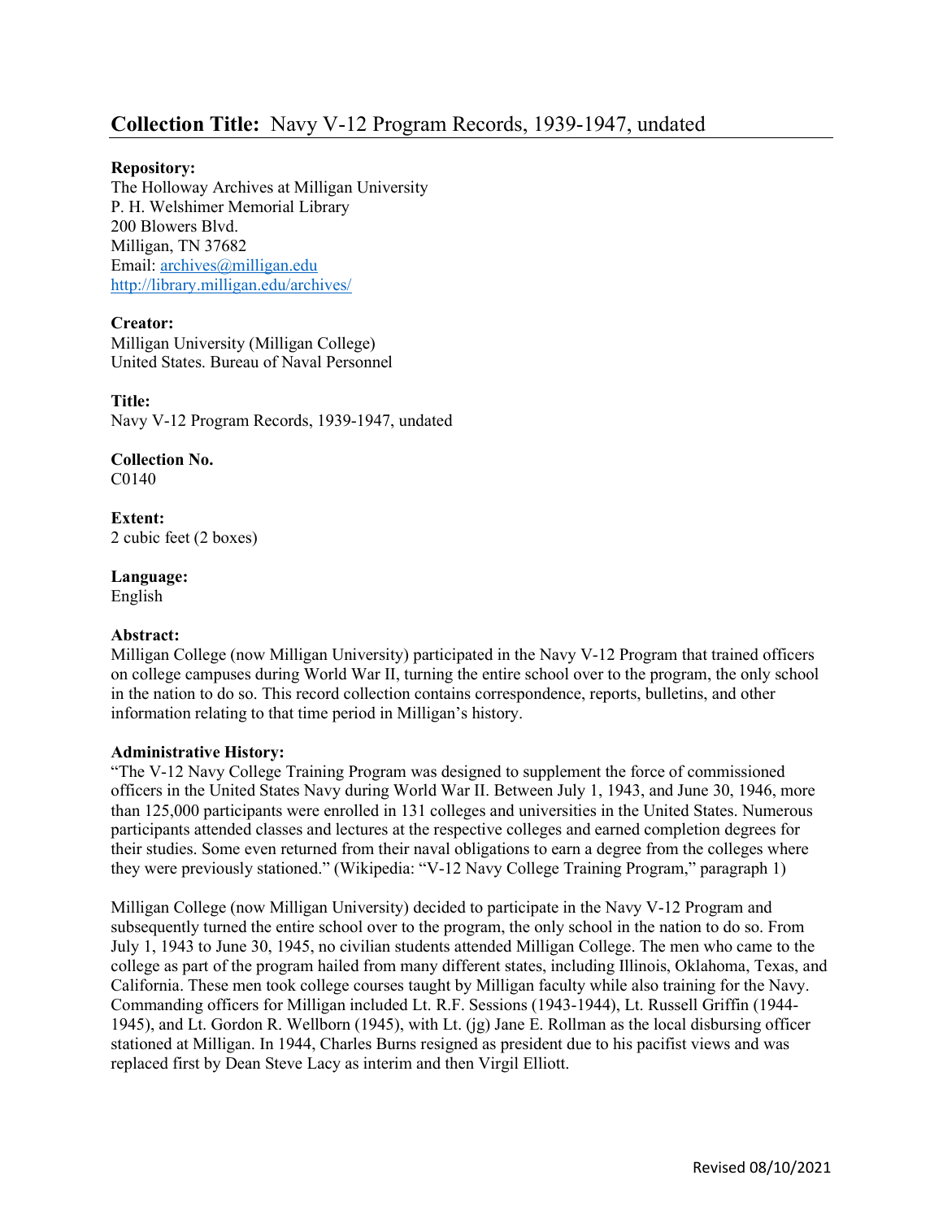# **Collection Title:** Navy V-12 Program Records, 1939-1947, undated

**Repository:**
The Holloway Archives at Milligan University
P. H. Welshimer Memorial Library
200 Blowers Blvd.
Milligan, TN 37682
Email: archives@milligan.edu
http://library.milligan.edu/archives/

**Creator:**
Milligan University (Milligan College)
United States. Bureau of Naval Personnel

**Title:**
Navy V-12 Program Records, 1939-1947, undated

**Collection No.**
C0140

**Extent:**
2 cubic feet (2 boxes)

**Language:**
English

**Abstract:**
Milligan College (now Milligan University) participated in the Navy V-12 Program that trained officers on college campuses during World War II, turning the entire school over to the program, the only school in the nation to do so. This record collection contains correspondence, reports, bulletins, and other information relating to that time period in Milligan's history.

**Administrative History:**
"The V-12 Navy College Training Program was designed to supplement the force of commissioned officers in the United States Navy during World War II. Between July 1, 1943, and June 30, 1946, more than 125,000 participants were enrolled in 131 colleges and universities in the United States. Numerous participants attended classes and lectures at the respective colleges and earned completion degrees for their studies. Some even returned from their naval obligations to earn a degree from the colleges where they were previously stationed." (Wikipedia: "V-12 Navy College Training Program," paragraph 1)

Milligan College (now Milligan University) decided to participate in the Navy V-12 Program and subsequently turned the entire school over to the program, the only school in the nation to do so. From July 1, 1943 to June 30, 1945, no civilian students attended Milligan College. The men who came to the college as part of the program hailed from many different states, including Illinois, Oklahoma, Texas, and California. These men took college courses taught by Milligan faculty while also training for the Navy. Commanding officers for Milligan included Lt. R.F. Sessions (1943-1944), Lt. Russell Griffin (1944-1945), and Lt. Gordon R. Wellborn (1945), with Lt. (jg) Jane E. Rollman as the local disbursing officer stationed at Milligan. In 1944, Charles Burns resigned as president due to his pacifist views and was replaced first by Dean Steve Lacy as interim and then Virgil Elliott.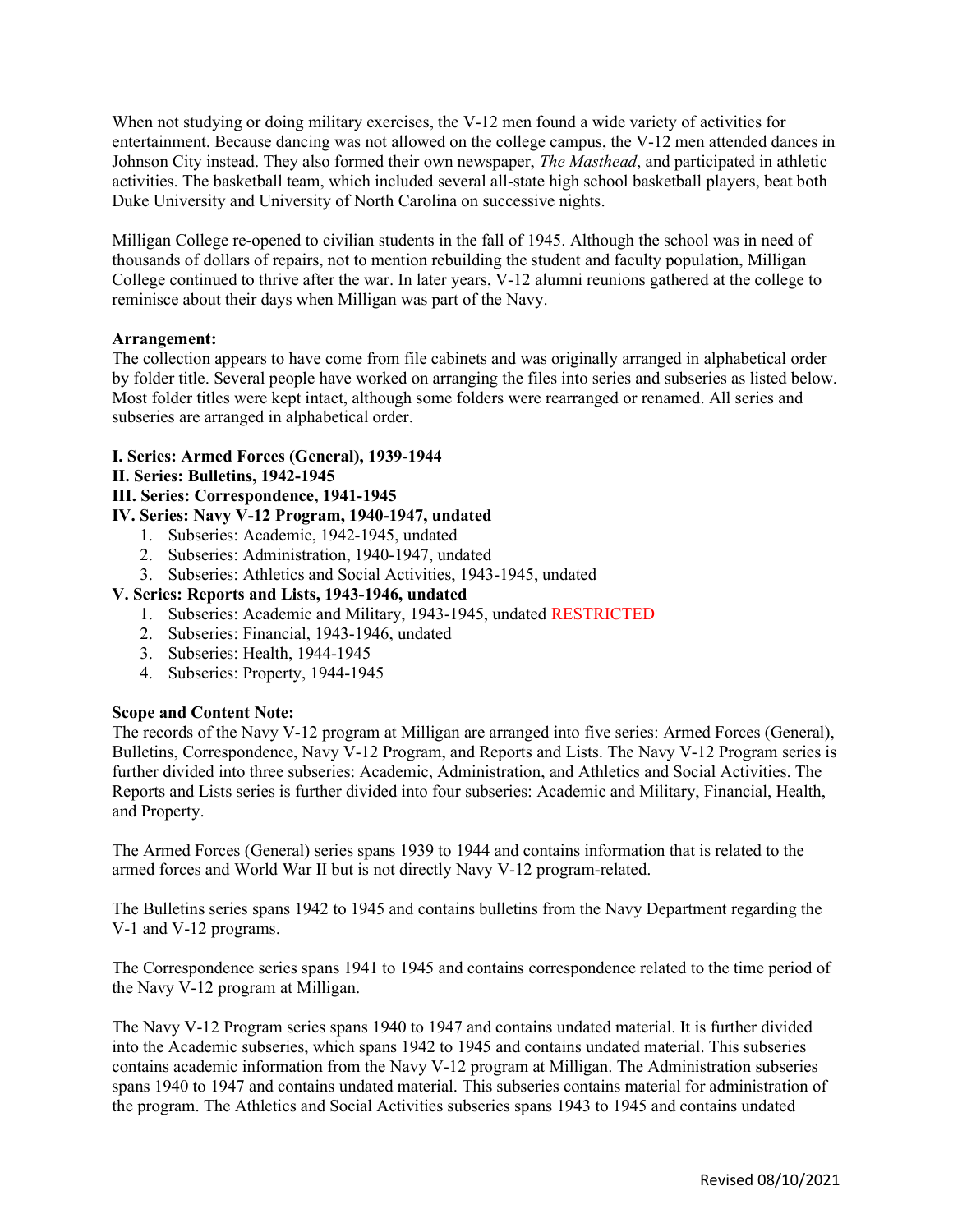When not studying or doing military exercises, the V-12 men found a wide variety of activities for entertainment. Because dancing was not allowed on the college campus, the V-12 men attended dances in Johnson City instead. They also formed their own newspaper, *The Masthead*, and participated in athletic activities. The basketball team, which included several all-state high school basketball players, beat both Duke University and University of North Carolina on successive nights.

Milligan College re-opened to civilian students in the fall of 1945. Although the school was in need of thousands of dollars of repairs, not to mention rebuilding the student and faculty population, Milligan College continued to thrive after the war. In later years, V-12 alumni reunions gathered at the college to reminisce about their days when Milligan was part of the Navy.

**Arrangement:**
The collection appears to have come from file cabinets and was originally arranged in alphabetical order by folder title. Several people have worked on arranging the files into series and subseries as listed below. Most folder titles were kept intact, although some folders were rearranged or renamed. All series and subseries are arranged in alphabetical order.

**I. Series: Armed Forces (General), 1939-1944**
**II. Series: Bulletins, 1942-1945**
**III. Series: Correspondence, 1941-1945**
**IV. Series: Navy V-12 Program, 1940-1947, undated**

1. Subseries: Academic, 1942-1945, undated
2. Subseries: Administration, 1940-1947, undated
3. Subseries: Athletics and Social Activities, 1943-1945, undated

**V. Series: Reports and Lists, 1943-1946, undated**

1. Subseries: Academic and Military, 1943-1945, undated RESTRICTED
2. Subseries: Financial, 1943-1946, undated
3. Subseries: Health, 1944-1945
4. Subseries: Property, 1944-1945

**Scope and Content Note:**
The records of the Navy V-12 program at Milligan are arranged into five series: Armed Forces (General), Bulletins, Correspondence, Navy V-12 Program, and Reports and Lists. The Navy V-12 Program series is further divided into three subseries: Academic, Administration, and Athletics and Social Activities. The Reports and Lists series is further divided into four subseries: Academic and Military, Financial, Health, and Property.

The Armed Forces (General) series spans 1939 to 1944 and contains information that is related to the armed forces and World War II but is not directly Navy V-12 program-related.

The Bulletins series spans 1942 to 1945 and contains bulletins from the Navy Department regarding the V-1 and V-12 programs.

The Correspondence series spans 1941 to 1945 and contains correspondence related to the time period of the Navy V-12 program at Milligan.

The Navy V-12 Program series spans 1940 to 1947 and contains undated material. It is further divided into the Academic subseries, which spans 1942 to 1945 and contains undated material. This subseries contains academic information from the Navy V-12 program at Milligan. The Administration subseries spans 1940 to 1947 and contains undated material. This subseries contains material for administration of the program. The Athletics and Social Activities subseries spans 1943 to 1945 and contains undated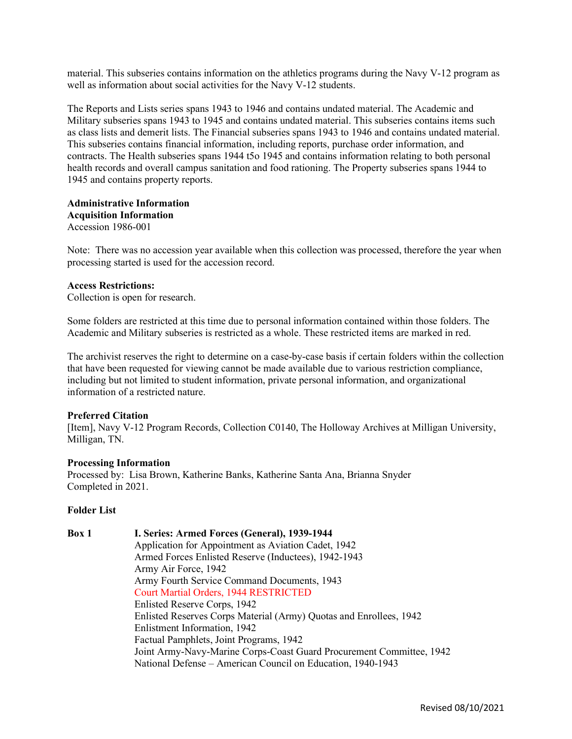material. This subseries contains information on the athletics programs during the Navy V-12 program as well as information about social activities for the Navy V-12 students.

The Reports and Lists series spans 1943 to 1946 and contains undated material. The Academic and Military subseries spans 1943 to 1945 and contains undated material. This subseries contains items such as class lists and demerit lists. The Financial subseries spans 1943 to 1946 and contains undated material. This subseries contains financial information, including reports, purchase order information, and contracts. The Health subseries spans 1944 t5o 1945 and contains information relating to both personal health records and overall campus sanitation and food rationing. The Property subseries spans 1944 to 1945 and contains property reports.

**Administrative Information**
**Acquisition Information**
Accession 1986-001

Note: There was no accession year available when this collection was processed, therefore the year when processing started is used for the accession record.

**Access Restrictions:**
Collection is open for research.

Some folders are restricted at this time due to personal information contained within those folders. The Academic and Military subseries is restricted as a whole. These restricted items are marked in red.

The archivist reserves the right to determine on a case-by-case basis if certain folders within the collection that have been requested for viewing cannot be made available due to various restriction compliance, including but not limited to student information, private personal information, and organizational information of a restricted nature.

**Preferred Citation**
[Item], Navy V-12 Program Records, Collection C0140, The Holloway Archives at Milligan University, Milligan, TN.

**Processing Information**
Processed by: Lisa Brown, Katherine Banks, Katherine Santa Ana, Brianna Snyder
Completed in 2021.

**Folder List**

**Box 1** **I. Series: Armed Forces (General), 1939-1944**

Application for Appointment as Aviation Cadet, 1942
Armed Forces Enlisted Reserve (Inductees), 1942-1943
Army Air Force, 1942
Army Fourth Service Command Documents, 1943
Court Martial Orders, 1944 RESTRICTED
Enlisted Reserve Corps, 1942
Enlisted Reserves Corps Material (Army) Quotas and Enrollees, 1942
Enlistment Information, 1942
Factual Pamphlets, Joint Programs, 1942
Joint Army-Navy-Marine Corps-Coast Guard Procurement Committee, 1942
National Defense – American Council on Education, 1940-1943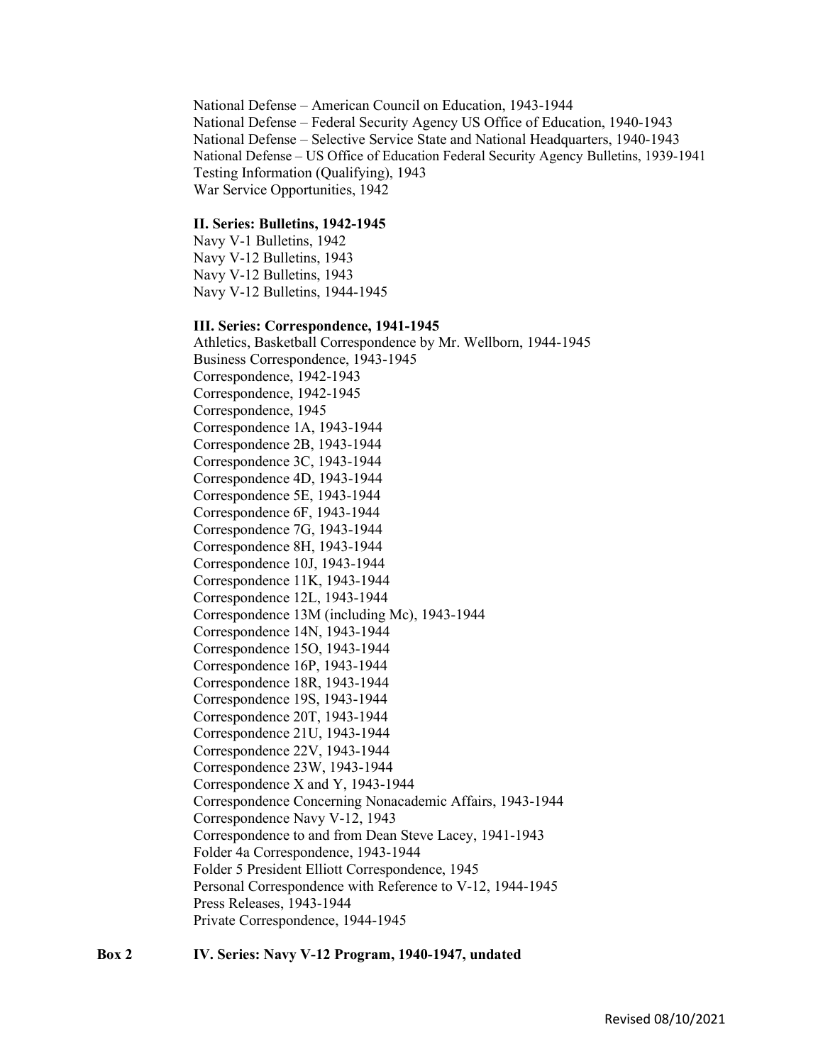National Defense – American Council on Education, 1943-1944
National Defense – Federal Security Agency US Office of Education, 1940-1943
National Defense – Selective Service State and National Headquarters, 1940-1943
National Defense – US Office of Education Federal Security Agency Bulletins, 1939-1941
Testing Information (Qualifying), 1943
War Service Opportunities, 1942

**II. Series: Bulletins, 1942-1945**
Navy V-1 Bulletins, 1942
Navy V-12 Bulletins, 1943
Navy V-12 Bulletins, 1943
Navy V-12 Bulletins, 1944-1945

**III. Series: Correspondence, 1941-1945**
Athletics, Basketball Correspondence by Mr. Wellborn, 1944-1945
Business Correspondence, 1943-1945
Correspondence, 1942-1943
Correspondence, 1942-1945
Correspondence, 1945
Correspondence 1A, 1943-1944
Correspondence 2B, 1943-1944
Correspondence 3C, 1943-1944
Correspondence 4D, 1943-1944
Correspondence 5E, 1943-1944
Correspondence 6F, 1943-1944
Correspondence 7G, 1943-1944
Correspondence 8H, 1943-1944
Correspondence 10J, 1943-1944
Correspondence 11K, 1943-1944
Correspondence 12L, 1943-1944
Correspondence 13M (including Mc), 1943-1944
Correspondence 14N, 1943-1944
Correspondence 15O, 1943-1944
Correspondence 16P, 1943-1944
Correspondence 18R, 1943-1944
Correspondence 19S, 1943-1944
Correspondence 20T, 1943-1944
Correspondence 21U, 1943-1944
Correspondence 22V, 1943-1944
Correspondence 23W, 1943-1944
Correspondence X and Y, 1943-1944
Correspondence Concerning Nonacademic Affairs, 1943-1944
Correspondence Navy V-12, 1943
Correspondence to and from Dean Steve Lacey, 1941-1943
Folder 4a Correspondence, 1943-1944
Folder 5 President Elliott Correspondence, 1945
Personal Correspondence with Reference to V-12, 1944-1945
Press Releases, 1943-1944
Private Correspondence, 1944-1945

**Box 2** **IV. Series: Navy V-12 Program, 1940-1947, undated**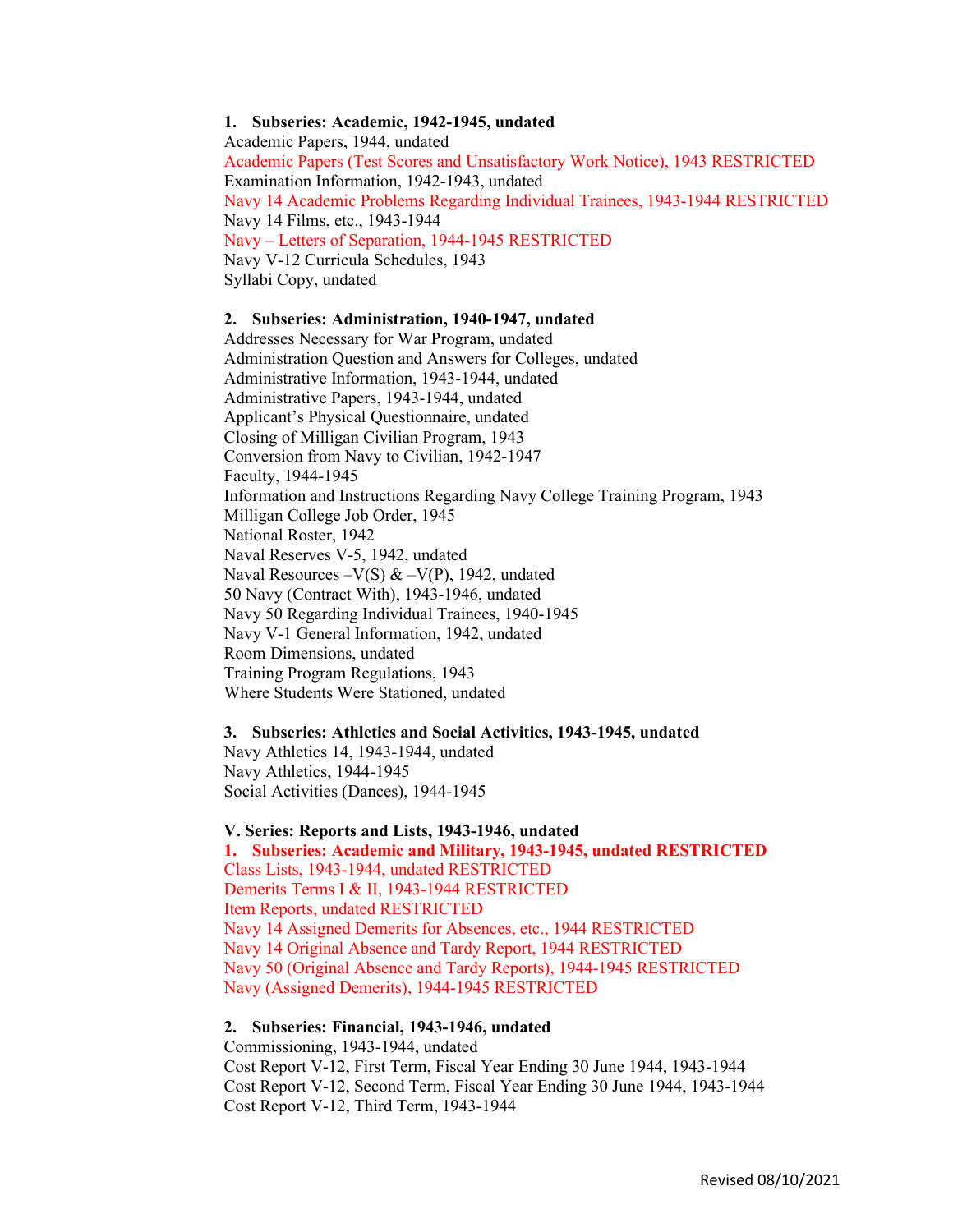### 1. Subseries: Academic, 1942-1945, undated

Academic Papers, 1944, undated
Academic Papers (Test Scores and Unsatisfactory Work Notice), 1943 RESTRICTED
Examination Information, 1942-1943, undated
Navy 14 Academic Problems Regarding Individual Trainees, 1943-1944 RESTRICTED
Navy 14 Films, etc., 1943-1944
Navy – Letters of Separation, 1944-1945 RESTRICTED
Navy V-12 Curricula Schedules, 1943
Syllabi Copy, undated

### 2. Subseries: Administration, 1940-1947, undated

Addresses Necessary for War Program, undated
Administration Question and Answers for Colleges, undated
Administrative Information, 1943-1944, undated
Administrative Papers, 1943-1944, undated
Applicant's Physical Questionnaire, undated
Closing of Milligan Civilian Program, 1943
Conversion from Navy to Civilian, 1942-1947
Faculty, 1944-1945
Information and Instructions Regarding Navy College Training Program, 1943
Milligan College Job Order, 1945
National Roster, 1942
Naval Reserves V-5, 1942, undated
Naval Resources –V(S) & –V(P), 1942, undated
50 Navy (Contract With), 1943-1946, undated
Navy 50 Regarding Individual Trainees, 1940-1945
Navy V-1 General Information, 1942, undated
Room Dimensions, undated
Training Program Regulations, 1943
Where Students Were Stationed, undated

### 3. Subseries: Athletics and Social Activities, 1943-1945, undated

Navy Athletics 14, 1943-1944, undated
Navy Athletics, 1944-1945
Social Activities (Dances), 1944-1945

## V. Series: Reports and Lists, 1943-1946, undated

### 1. Subseries: Academic and Military, 1943-1945, undated RESTRICTED

Class Lists, 1943-1944, undated RESTRICTED
Demerits Terms I & II, 1943-1944 RESTRICTED
Item Reports, undated RESTRICTED
Navy 14 Assigned Demerits for Absences, etc., 1944 RESTRICTED
Navy 14 Original Absence and Tardy Report, 1944 RESTRICTED
Navy 50 (Original Absence and Tardy Reports), 1944-1945 RESTRICTED
Navy (Assigned Demerits), 1944-1945 RESTRICTED

### 2. Subseries: Financial, 1943-1946, undated

Commissioning, 1943-1944, undated
Cost Report V-12, First Term, Fiscal Year Ending 30 June 1944, 1943-1944
Cost Report V-12, Second Term, Fiscal Year Ending 30 June 1944, 1943-1944
Cost Report V-12, Third Term, 1943-1944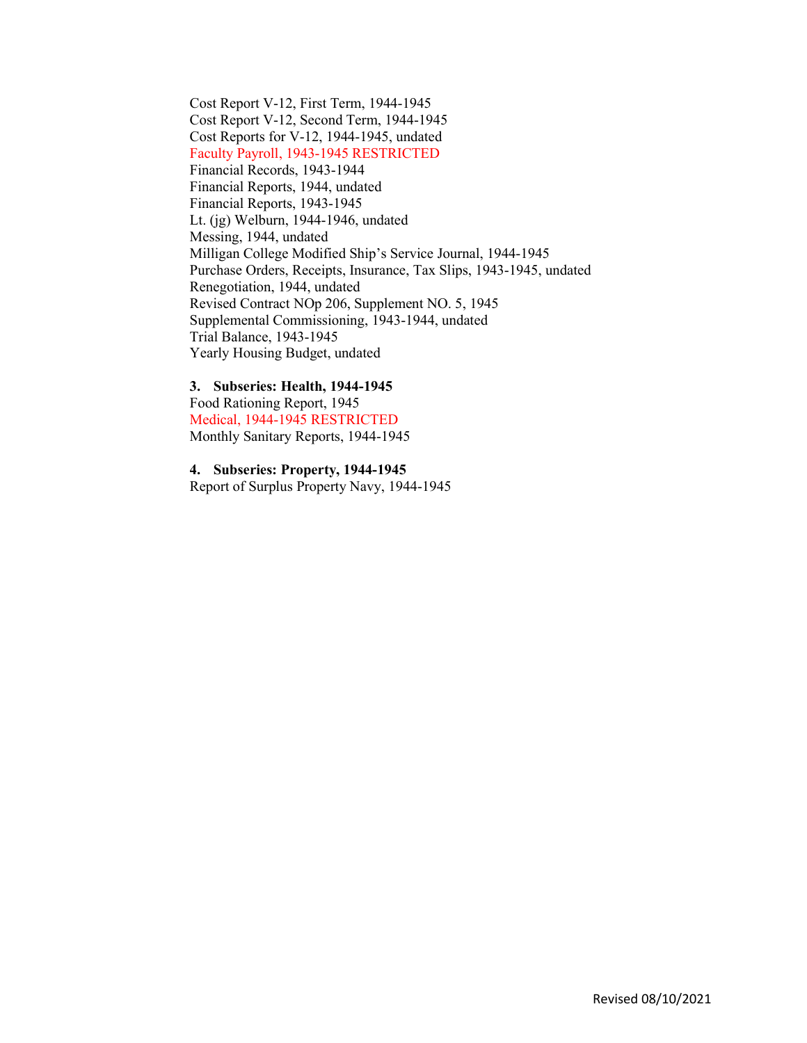Cost Report V-12, First Term, 1944-1945
Cost Report V-12, Second Term, 1944-1945
Cost Reports for V-12, 1944-1945, undated
Faculty Payroll, 1943-1945 RESTRICTED
Financial Records, 1943-1944
Financial Reports, 1944, undated
Financial Reports, 1943-1945
Lt. (jg) Welburn, 1944-1946, undated
Messing, 1944, undated
Milligan College Modified Ship's Service Journal, 1944-1945
Purchase Orders, Receipts, Insurance, Tax Slips, 1943-1945, undated
Renegotiation, 1944, undated
Revised Contract NOp 206, Supplement NO. 5, 1945
Supplemental Commissioning, 1943-1944, undated
Trial Balance, 1943-1945
Yearly Housing Budget, undated

**3. Subseries: Health, 1944-1945**

Food Rationing Report, 1945
Medical, 1944-1945 RESTRICTED
Monthly Sanitary Reports, 1944-1945

**4. Subseries: Property, 1944-1945**

Report of Surplus Property Navy, 1944-1945